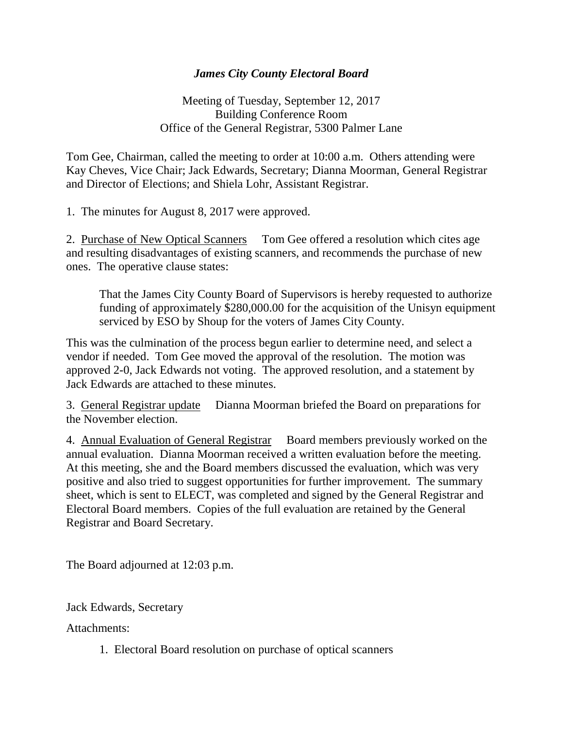# *James City County Electoral Board*

Meeting of Tuesday, September 12, 2017
Building Conference Room
Office of the General Registrar, 5300 Palmer Lane

Tom Gee, Chairman, called the meeting to order at 10:00 a.m. Others attending were Kay Cheves, Vice Chair; Jack Edwards, Secretary; Dianna Moorman, General Registrar and Director of Elections; and Shiela Lohr, Assistant Registrar.

1. The minutes for August 8, 2017 were approved.

2. Purchase of New Optical Scanners Tom Gee offered a resolution which cites age and resulting disadvantages of existing scanners, and recommends the purchase of new ones. The operative clause states:

> That the James City County Board of Supervisors is hereby requested to authorize funding of approximately $280,000.00 for the acquisition of the Unisyn equipment serviced by ESO by Shoup for the voters of James City County.

This was the culmination of the process begun earlier to determine need, and select a vendor if needed. Tom Gee moved the approval of the resolution. The motion was approved 2-0, Jack Edwards not voting. The approved resolution, and a statement by Jack Edwards are attached to these minutes.

3. General Registrar update Dianna Moorman briefed the Board on preparations for the November election.

4. Annual Evaluation of General Registrar Board members previously worked on the annual evaluation. Dianna Moorman received a written evaluation before the meeting. At this meeting, she and the Board members discussed the evaluation, which was very positive and also tried to suggest opportunities for further improvement. The summary sheet, which is sent to ELECT, was completed and signed by the General Registrar and Electoral Board members. Copies of the full evaluation are retained by the General Registrar and Board Secretary.

The Board adjourned at 12:03 p.m.

Jack Edwards, Secretary

Attachments:

1. Electoral Board resolution on purchase of optical scanners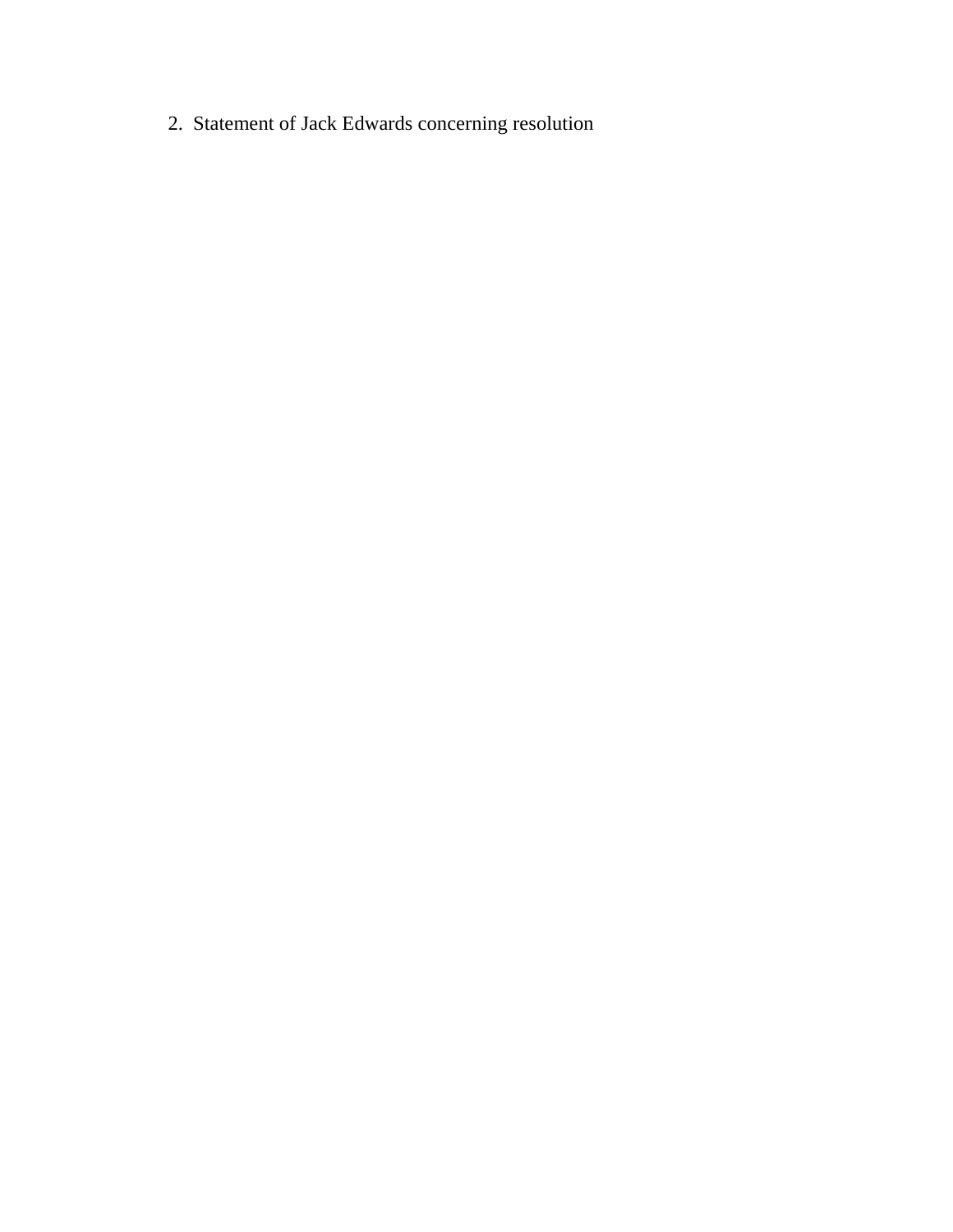2. Statement of Jack Edwards concerning resolution